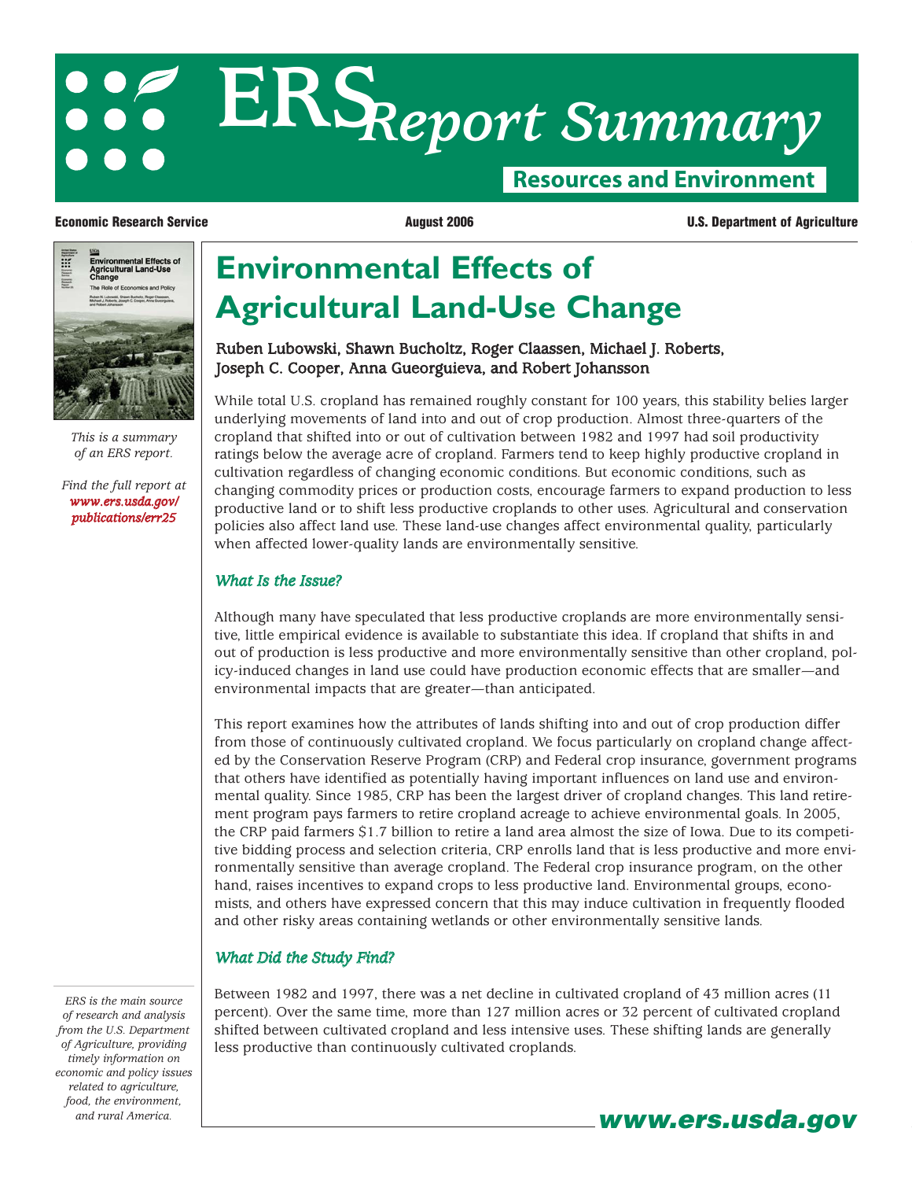# ERS Report Summary

**Resources and Environment**

**Economic Research Service** | **August 2006** | **U.S. Department of Agriculture**

*This is a summary of an ERS report.*

*Find the full report at www.ers.usda.gov/publications/err25*

# Environmental Effects of Agricultural Land-Use Change

Ruben Lubowski, Shawn Bucholtz, Roger Claassen, Michael J. Roberts, Joseph C. Cooper, Anna Gueorguieva, and Robert Johansson

While total U.S. cropland has remained roughly constant for 100 years, this stability belies larger underlying movements of land into and out of crop production. Almost three-quarters of the cropland that shifted into or out of cultivation between 1982 and 1997 had soil productivity ratings below the average acre of cropland. Farmers tend to keep highly productive cropland in cultivation regardless of changing economic conditions. But economic conditions, such as changing commodity prices or production costs, encourage farmers to expand production to less productive land or to shift less productive croplands to other uses. Agricultural and conservation policies also affect land use. These land-use changes affect environmental quality, particularly when affected lower-quality lands are environmentally sensitive.

## *What Is the Issue?*

Although many have speculated that less productive croplands are more environmentally sensitive, little empirical evidence is available to substantiate this idea. If cropland that shifts in and out of production is less productive and more environmentally sensitive than other cropland, policy-induced changes in land use could have production economic effects that are smaller—and environmental impacts that are greater—than anticipated.

This report examines how the attributes of lands shifting into and out of crop production differ from those of continuously cultivated cropland. We focus particularly on cropland change affected by the Conservation Reserve Program (CRP) and Federal crop insurance, government programs that others have identified as potentially having important influences on land use and environmental quality. Since 1985, CRP has been the largest driver of cropland changes. This land retirement program pays farmers to retire cropland acreage to achieve environmental goals. In 2005, the CRP paid farmers $1.7 billion to retire a land area almost the size of Iowa. Due to its competitive bidding process and selection criteria, CRP enrolls land that is less productive and more environmentally sensitive than average cropland. The Federal crop insurance program, on the other hand, raises incentives to expand crops to less productive land. Environmental groups, economists, and others have expressed concern that this may induce cultivation in frequently flooded and other risky areas containing wetlands or other environmentally sensitive lands.

## *What Did the Study Find?*

Between 1982 and 1997, there was a net decline in cultivated cropland of 43 million acres (11 percent). Over the same time, more than 127 million acres or 32 percent of cultivated cropland shifted between cultivated cropland and less intensive uses. These shifting lands are generally less productive than continuously cultivated croplands.

*ERS is the main source of research and analysis from the U.S. Department of Agriculture, providing timely information on economic and policy issues related to agriculture, food, the environment, and rural America.*

**www.ers.usda.gov**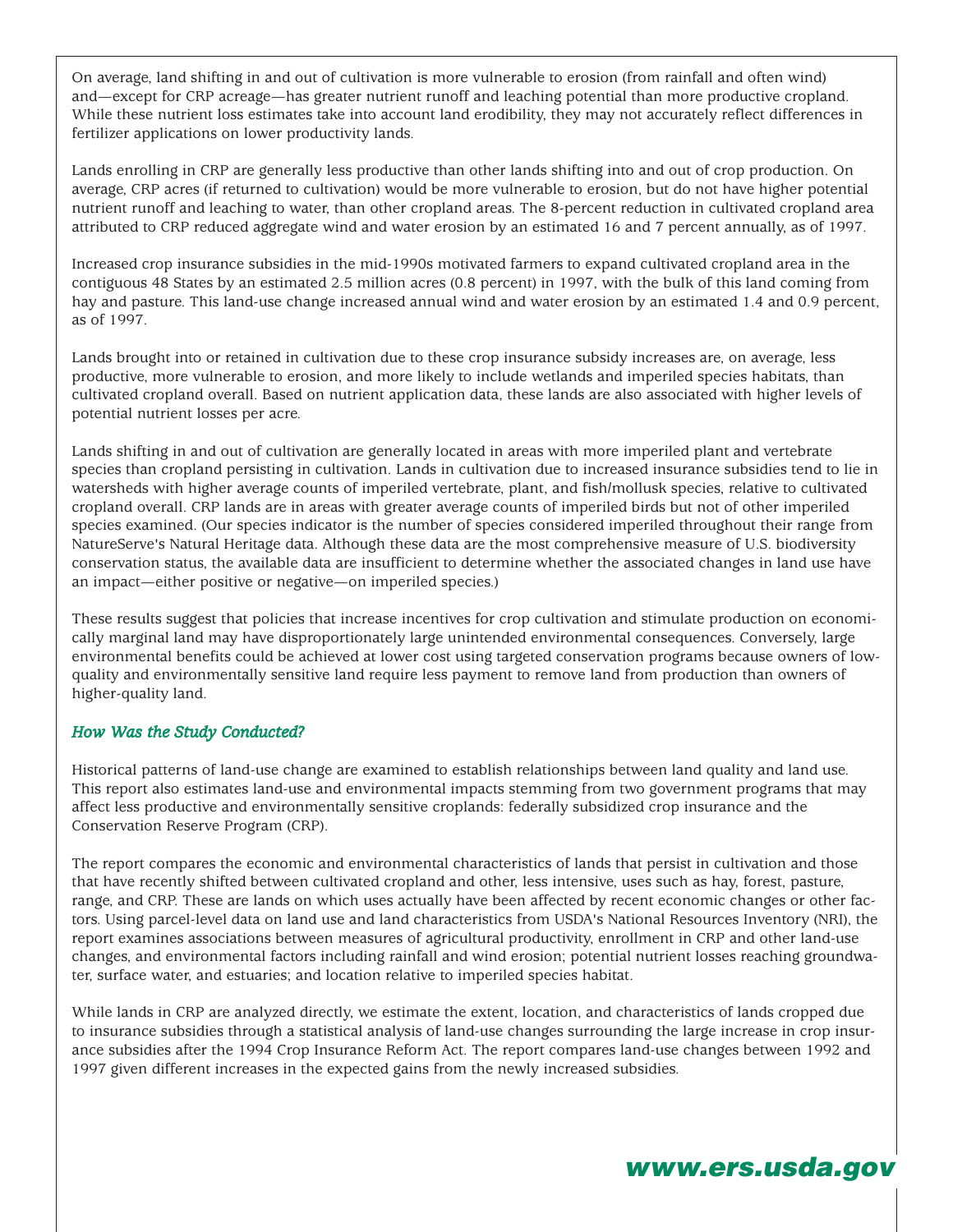On average, land shifting in and out of cultivation is more vulnerable to erosion (from rainfall and often wind) and—except for CRP acreage—has greater nutrient runoff and leaching potential than more productive cropland. While these nutrient loss estimates take into account land erodibility, they may not accurately reflect differences in fertilizer applications on lower productivity lands.

Lands enrolling in CRP are generally less productive than other lands shifting into and out of crop production. On average, CRP acres (if returned to cultivation) would be more vulnerable to erosion, but do not have higher potential nutrient runoff and leaching to water, than other cropland areas. The 8-percent reduction in cultivated cropland area attributed to CRP reduced aggregate wind and water erosion by an estimated 16 and 7 percent annually, as of 1997.

Increased crop insurance subsidies in the mid-1990s motivated farmers to expand cultivated cropland area in the contiguous 48 States by an estimated 2.5 million acres (0.8 percent) in 1997, with the bulk of this land coming from hay and pasture. This land-use change increased annual wind and water erosion by an estimated 1.4 and 0.9 percent, as of 1997.

Lands brought into or retained in cultivation due to these crop insurance subsidy increases are, on average, less productive, more vulnerable to erosion, and more likely to include wetlands and imperiled species habitats, than cultivated cropland overall. Based on nutrient application data, these lands are also associated with higher levels of potential nutrient losses per acre.

Lands shifting in and out of cultivation are generally located in areas with more imperiled plant and vertebrate species than cropland persisting in cultivation. Lands in cultivation due to increased insurance subsidies tend to lie in watersheds with higher average counts of imperiled vertebrate, plant, and fish/mollusk species, relative to cultivated cropland overall. CRP lands are in areas with greater average counts of imperiled birds but not of other imperiled species examined. (Our species indicator is the number of species considered imperiled throughout their range from NatureServe's Natural Heritage data. Although these data are the most comprehensive measure of U.S. biodiversity conservation status, the available data are insufficient to determine whether the associated changes in land use have an impact—either positive or negative—on imperiled species.)

These results suggest that policies that increase incentives for crop cultivation and stimulate production on economically marginal land may have disproportionately large unintended environmental consequences. Conversely, large environmental benefits could be achieved at lower cost using targeted conservation programs because owners of low-quality and environmentally sensitive land require less payment to remove land from production than owners of higher-quality land.

### *How Was the Study Conducted?*

Historical patterns of land-use change are examined to establish relationships between land quality and land use. This report also estimates land-use and environmental impacts stemming from two government programs that may affect less productive and environmentally sensitive croplands: federally subsidized crop insurance and the Conservation Reserve Program (CRP).

The report compares the economic and environmental characteristics of lands that persist in cultivation and those that have recently shifted between cultivated cropland and other, less intensive, uses such as hay, forest, pasture, range, and CRP. These are lands on which uses actually have been affected by recent economic changes or other factors. Using parcel-level data on land use and land characteristics from USDA's National Resources Inventory (NRI), the report examines associations between measures of agricultural productivity, enrollment in CRP and other land-use changes, and environmental factors including rainfall and wind erosion; potential nutrient losses reaching groundwater, surface water, and estuaries; and location relative to imperiled species habitat.

While lands in CRP are analyzed directly, we estimate the extent, location, and characteristics of lands cropped due to insurance subsidies through a statistical analysis of land-use changes surrounding the large increase in crop insurance subsidies after the 1994 Crop Insurance Reform Act. The report compares land-use changes between 1992 and 1997 given different increases in the expected gains from the newly increased subsidies.

**www.ers.usda.gov**